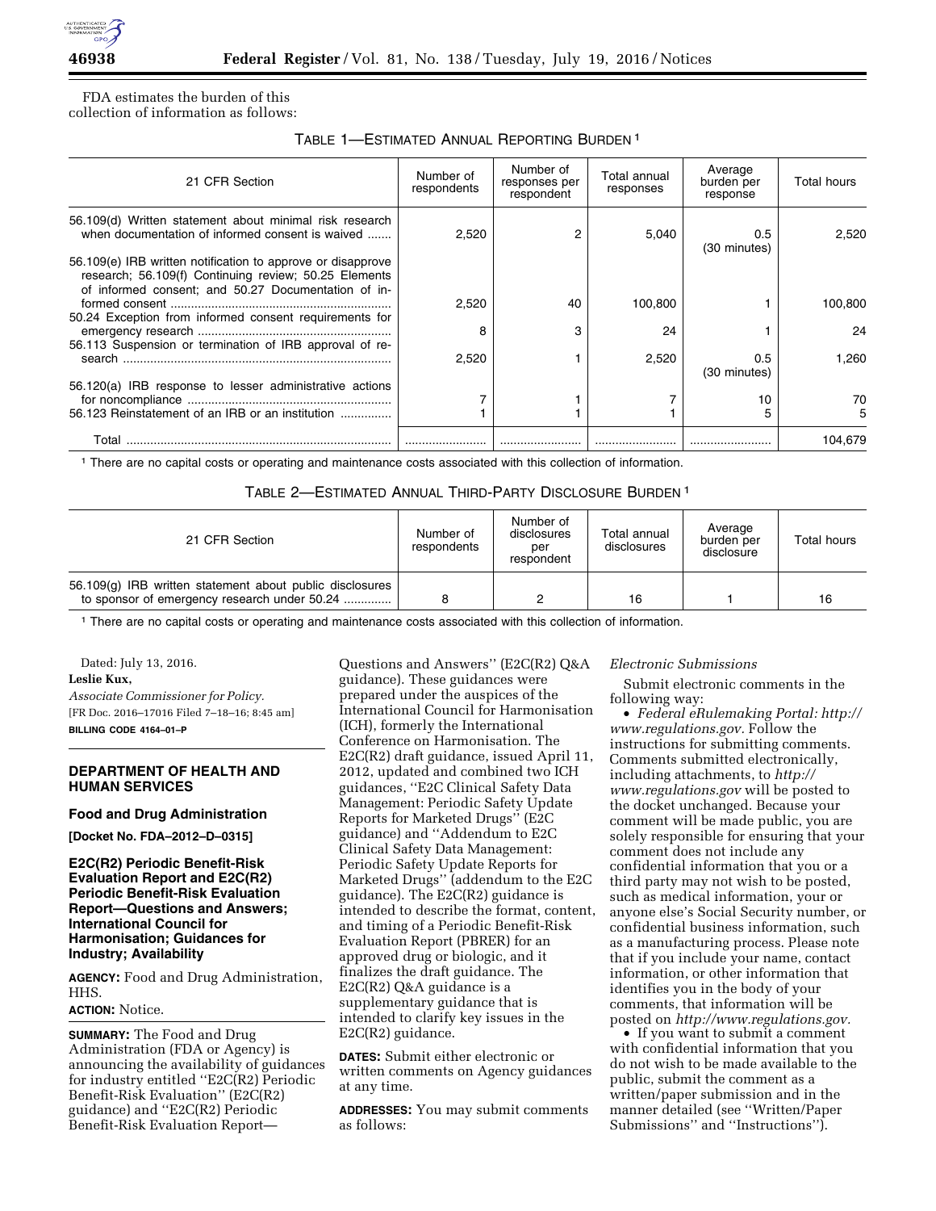FDA estimates the burden of this collection of information as follows:

TABLE 1—ESTIMATED ANNUAL REPORTING BURDEN [1]

| 21 CFR Section | Number of respondents | Number of responses per respondent | Total annual responses | Average burden per response | Total hours |
|---|---|---|---|---|---|
| 56.109(d) Written statement about minimal risk research when documentation of informed consent is waived | 2,520 | 2 | 5,040 | 0.5 (30 minutes) | 2,520 |
| 56.109(e) IRB written notification to approve or disapprove research; 56.109(f) Continuing review; 50.25 Elements of informed consent; and 50.27 Documentation of informed consent | 2,520 | 40 | 100,800 | 1 | 100,800 |
| 50.24 Exception from informed consent requirements for emergency research | 8 | 3 | 24 | 1 | 24 |
| 56.113 Suspension or termination of IRB approval of research | 2,520 | 1 | 2,520 | 0.5 (30 minutes) | 1,260 |
| 56.120(a) IRB response to lesser administrative actions for noncompliance | 7 | 1 | 7 | 10 | 70 |
| 56.123 Reinstatement of an IRB or an institution | 1 | 1 | 1 | 5 | 5 |
| Total | | | | | 104,679 |

[1] There are no capital costs or operating and maintenance costs associated with this collection of information.

TABLE 2—ESTIMATED ANNUAL THIRD-PARTY DISCLOSURE BURDEN [1]

| 21 CFR Section | Number of respondents | Number of disclosures per respondent | Total annual disclosures | Average burden per disclosure | Total hours |
|---|---|---|---|---|---|
| 56.109(g) IRB written statement about public disclosures to sponsor of emergency research under 50.24 | 8 | 2 | 16 | 1 | 16 |

[1] There are no capital costs or operating and maintenance costs associated with this collection of information.

Dated: July 13, 2016.

**Leslie Kux,**

*Associate Commissioner for Policy.*

[FR Doc. 2016–17016 Filed 7–18–16; 8:45 am]

**BILLING CODE 4164–01–P**

## DEPARTMENT OF HEALTH AND HUMAN SERVICES

### Food and Drug Administration

**[Docket No. FDA–2012–D–0315]**

### E2C(R2) Periodic Benefit-Risk Evaluation Report and E2C(R2) Periodic Benefit-Risk Evaluation Report—Questions and Answers; International Council for Harmonisation; Guidances for Industry; Availability

**AGENCY:** Food and Drug Administration, HHS.

**ACTION:** Notice.

**SUMMARY:** The Food and Drug Administration (FDA or Agency) is announcing the availability of guidances for industry entitled ''E2C(R2) Periodic Benefit-Risk Evaluation'' (E2C(R2) guidance) and ''E2C(R2) Periodic Benefit-Risk Evaluation Report—Questions and Answers'' (E2C(R2) Q&A guidance). These guidances were prepared under the auspices of the International Council for Harmonisation (ICH), formerly the International Conference on Harmonisation. The E2C(R2) draft guidance, issued April 11, 2012, updated and combined two ICH guidances, ''E2C Clinical Safety Data Management: Periodic Safety Update Reports for Marketed Drugs'' (E2C guidance) and ''Addendum to E2C Clinical Safety Data Management: Periodic Safety Update Reports for Marketed Drugs'' (addendum to the E2C guidance). The E2C(R2) guidance is intended to describe the format, content, and timing of a Periodic Benefit-Risk Evaluation Report (PBRER) for an approved drug or biologic, and it finalizes the draft guidance. The E2C(R2) Q&A guidance is a supplementary guidance that is intended to clarify key issues in the E2C(R2) guidance.

**DATES:** Submit either electronic or written comments on Agency guidances at any time.

**ADDRESSES:** You may submit comments as follows:

*Electronic Submissions*

Submit electronic comments in the following way:

- *Federal eRulemaking Portal: http://www.regulations.gov.* Follow the instructions for submitting comments. Comments submitted electronically, including attachments, to *http://www.regulations.gov* will be posted to the docket unchanged. Because your comment will be made public, you are solely responsible for ensuring that your comment does not include any confidential information that you or a third party may not wish to be posted, such as medical information, your or anyone else's Social Security number, or confidential business information, such as a manufacturing process. Please note that if you include your name, contact information, or other information that identifies you in the body of your comments, that information will be posted on *http://www.regulations.gov.*
- If you want to submit a comment with confidential information that you do not wish to be made available to the public, submit the comment as a written/paper submission and in the manner detailed (see ''Written/Paper Submissions'' and ''Instructions'').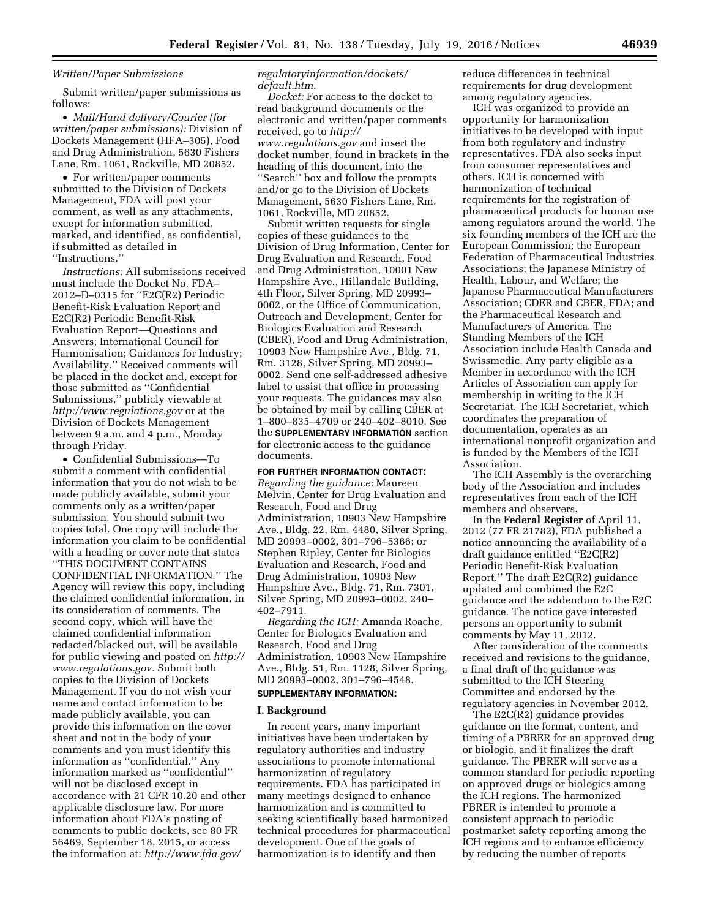*Written/Paper Submissions*

Submit written/paper submissions as follows:

- *Mail/Hand delivery/Courier (for written/paper submissions):* Division of Dockets Management (HFA–305), Food and Drug Administration, 5630 Fishers Lane, Rm. 1061, Rockville, MD 20852.
- For written/paper comments submitted to the Division of Dockets Management, FDA will post your comment, as well as any attachments, except for information submitted, marked, and identified, as confidential, if submitted as detailed in ''Instructions.''

*Instructions:* All submissions received must include the Docket No. FDA–2012–D–0315 for ''E2C(R2) Periodic Benefit-Risk Evaluation Report and E2C(R2) Periodic Benefit-Risk Evaluation Report—Questions and Answers; International Council for Harmonisation; Guidances for Industry; Availability.'' Received comments will be placed in the docket and, except for those submitted as ''Confidential Submissions,'' publicly viewable at *http://www.regulations.gov* or at the Division of Dockets Management between 9 a.m. and 4 p.m., Monday through Friday.

- Confidential Submissions—To submit a comment with confidential information that you do not wish to be made publicly available, submit your comments only as a written/paper submission. You should submit two copies total. One copy will include the information you claim to be confidential with a heading or cover note that states ''THIS DOCUMENT CONTAINS CONFIDENTIAL INFORMATION.'' The Agency will review this copy, including the claimed confidential information, in its consideration of comments. The second copy, which will have the claimed confidential information redacted/blacked out, will be available for public viewing and posted on *http://www.regulations.gov.* Submit both copies to the Division of Dockets Management. If you do not wish your name and contact information to be made publicly available, you can provide this information on the cover sheet and not in the body of your comments and you must identify this information as ''confidential.'' Any information marked as ''confidential'' will not be disclosed except in accordance with 21 CFR 10.20 and other applicable disclosure law. For more information about FDA's posting of comments to public dockets, see 80 FR 56469, September 18, 2015, or access the information at: *http://www.fda.gov/regulatoryinformation/dockets/default.htm.*

*Docket:* For access to the docket to read background documents or the electronic and written/paper comments received, go to *http://www.regulations.gov* and insert the docket number, found in brackets in the heading of this document, into the ''Search'' box and follow the prompts and/or go to the Division of Dockets Management, 5630 Fishers Lane, Rm. 1061, Rockville, MD 20852.

Submit written requests for single copies of these guidances to the Division of Drug Information, Center for Drug Evaluation and Research, Food and Drug Administration, 10001 New Hampshire Ave., Hillandale Building, 4th Floor, Silver Spring, MD 20993–0002, or the Office of Communication, Outreach and Development, Center for Biologics Evaluation and Research (CBER), Food and Drug Administration, 10903 New Hampshire Ave., Bldg. 71, Rm. 3128, Silver Spring, MD 20993–0002. Send one self-addressed adhesive label to assist that office in processing your requests. The guidances may also be obtained by mail by calling CBER at 1–800–835–4709 or 240–402–8010. See the **SUPPLEMENTARY INFORMATION** section for electronic access to the guidance documents.

**FOR FURTHER INFORMATION CONTACT:**

*Regarding the guidance:* Maureen Melvin, Center for Drug Evaluation and Research, Food and Drug Administration, 10903 New Hampshire Ave., Bldg. 22, Rm. 4480, Silver Spring, MD 20993–0002, 301–796–5366; or Stephen Ripley, Center for Biologics Evaluation and Research, Food and Drug Administration, 10903 New Hampshire Ave., Bldg. 71, Rm. 7301, Silver Spring, MD 20993–0002, 240–402–7911.

*Regarding the ICH:* Amanda Roache, Center for Biologics Evaluation and Research, Food and Drug Administration, 10903 New Hampshire Ave., Bldg. 51, Rm. 1128, Silver Spring, MD 20993–0002, 301–796–4548.

**SUPPLEMENTARY INFORMATION:**

## I. Background

In recent years, many important initiatives have been undertaken by regulatory authorities and industry associations to promote international harmonization of regulatory requirements. FDA has participated in many meetings designed to enhance harmonization and is committed to seeking scientifically based harmonized technical procedures for pharmaceutical development. One of the goals of harmonization is to identify and then reduce differences in technical requirements for drug development among regulatory agencies.

ICH was organized to provide an opportunity for harmonization initiatives to be developed with input from both regulatory and industry representatives. FDA also seeks input from consumer representatives and others. ICH is concerned with harmonization of technical requirements for the registration of pharmaceutical products for human use among regulators around the world. The six founding members of the ICH are the European Commission; the European Federation of Pharmaceutical Industries Associations; the Japanese Ministry of Health, Labour, and Welfare; the Japanese Pharmaceutical Manufacturers Association; CDER and CBER, FDA; and the Pharmaceutical Research and Manufacturers of America. The Standing Members of the ICH Association include Health Canada and Swissmedic. Any party eligible as a Member in accordance with the ICH Articles of Association can apply for membership in writing to the ICH Secretariat. The ICH Secretariat, which coordinates the preparation of documentation, operates as an international nonprofit organization and is funded by the Members of the ICH Association.

The ICH Assembly is the overarching body of the Association and includes representatives from each of the ICH members and observers.

In the **Federal Register** of April 11, 2012 (77 FR 21782), FDA published a notice announcing the availability of a draft guidance entitled ''E2C(R2) Periodic Benefit-Risk Evaluation Report.'' The draft E2C(R2) guidance updated and combined the E2C guidance and the addendum to the E2C guidance. The notice gave interested persons an opportunity to submit comments by May 11, 2012.

After consideration of the comments received and revisions to the guidance, a final draft of the guidance was submitted to the ICH Steering Committee and endorsed by the regulatory agencies in November 2012.

The E2C(R2) guidance provides guidance on the format, content, and timing of a PBRER for an approved drug or biologic, and it finalizes the draft guidance. The PBRER will serve as a common standard for periodic reporting on approved drugs or biologics among the ICH regions. The harmonized PBRER is intended to promote a consistent approach to periodic postmarket safety reporting among the ICH regions and to enhance efficiency by reducing the number of reports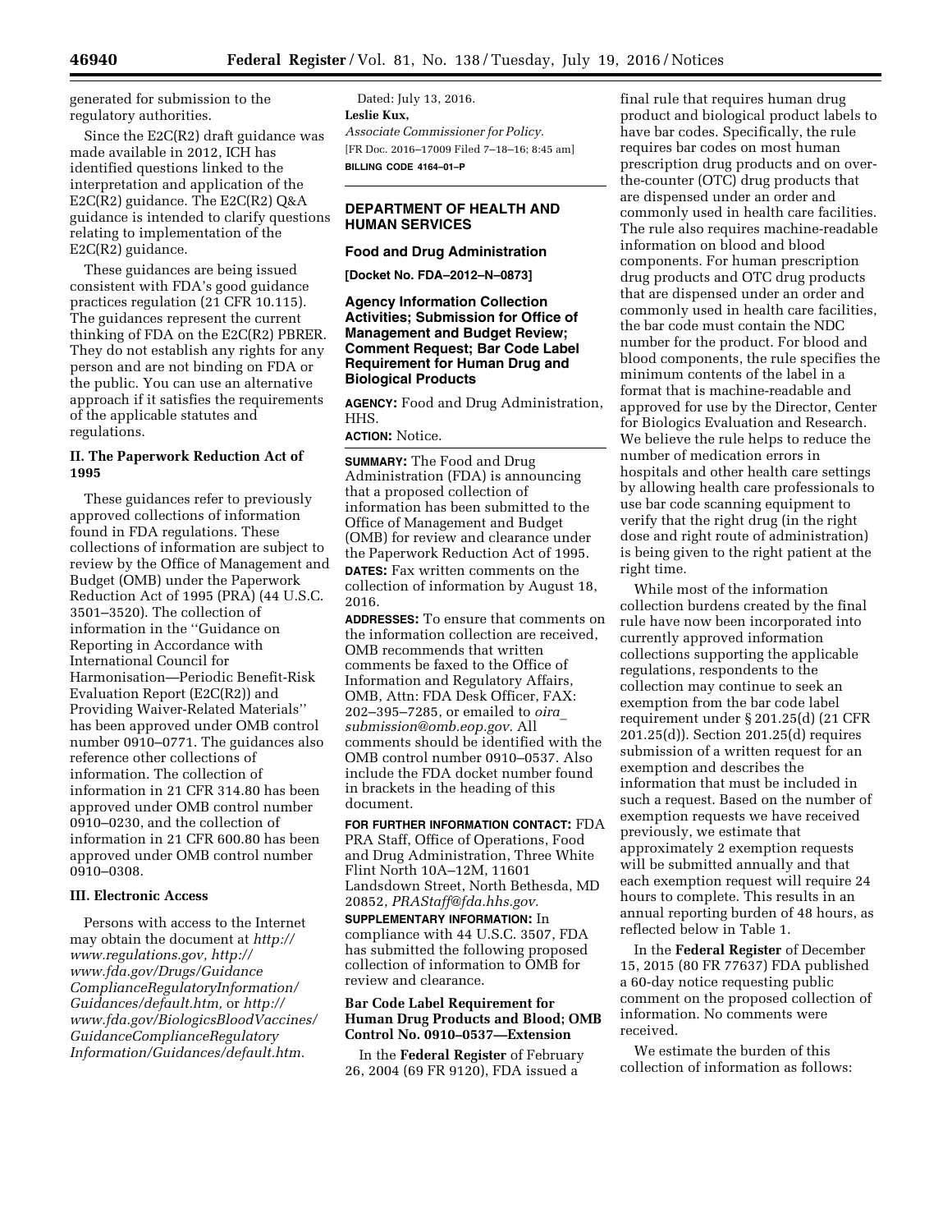generated for submission to the regulatory authorities.

Since the E2C(R2) draft guidance was made available in 2012, ICH has identified questions linked to the interpretation and application of the E2C(R2) guidance. The E2C(R2) Q&A guidance is intended to clarify questions relating to implementation of the E2C(R2) guidance.

These guidances are being issued consistent with FDA's good guidance practices regulation (21 CFR 10.115). The guidances represent the current thinking of FDA on the E2C(R2) PBRER. They do not establish any rights for any person and are not binding on FDA or the public. You can use an alternative approach if it satisfies the requirements of the applicable statutes and regulations.

## II. The Paperwork Reduction Act of 1995

These guidances refer to previously approved collections of information found in FDA regulations. These collections of information are subject to review by the Office of Management and Budget (OMB) under the Paperwork Reduction Act of 1995 (PRA) (44 U.S.C. 3501–3520). The collection of information in the ''Guidance on Reporting in Accordance with International Council for Harmonisation—Periodic Benefit-Risk Evaluation Report (E2C(R2)) and Providing Waiver-Related Materials'' has been approved under OMB control number 0910–0771. The guidances also reference other collections of information. The collection of information in 21 CFR 314.80 has been approved under OMB control number 0910–0230, and the collection of information in 21 CFR 600.80 has been approved under OMB control number 0910–0308.

## III. Electronic Access

Persons with access to the Internet may obtain the document at *http://www.regulations.gov, http://www.fda.gov/Drugs/GuidanceComplianceRegulatoryInformation/Guidances/default.htm,* or *http://www.fda.gov/BiologicsBloodVaccines/GuidanceComplianceRegulatoryInformation/Guidances/default.htm.*

Dated: July 13, 2016.

**Leslie Kux,**

*Associate Commissioner for Policy.*

[FR Doc. 2016–17009 Filed 7–18–16; 8:45 am]

**BILLING CODE 4164–01–P**

---

## DEPARTMENT OF HEALTH AND HUMAN SERVICES

## Food and Drug Administration

**[Docket No. FDA–2012–N–0873]**

## Agency Information Collection Activities; Submission for Office of Management and Budget Review; Comment Request; Bar Code Label Requirement for Human Drug and Biological Products

**AGENCY:** Food and Drug Administration, HHS.

**ACTION:** Notice.

**SUMMARY:** The Food and Drug Administration (FDA) is announcing that a proposed collection of information has been submitted to the Office of Management and Budget (OMB) for review and clearance under the Paperwork Reduction Act of 1995.

**DATES:** Fax written comments on the collection of information by August 18, 2016.

**ADDRESSES:** To ensure that comments on the information collection are received, OMB recommends that written comments be faxed to the Office of Information and Regulatory Affairs, OMB, Attn: FDA Desk Officer, FAX: 202–395–7285, or emailed to *oira_submission@omb.eop.gov.* All comments should be identified with the OMB control number 0910–0537. Also include the FDA docket number found in brackets in the heading of this document.

**FOR FURTHER INFORMATION CONTACT:** FDA PRA Staff, Office of Operations, Food and Drug Administration, Three White Flint North 10A–12M, 11601 Landsdown Street, North Bethesda, MD 20852, *PRAStaff@fda.hhs.gov.*

**SUPPLEMENTARY INFORMATION:** In compliance with 44 U.S.C. 3507, FDA has submitted the following proposed collection of information to OMB for review and clearance.

### Bar Code Label Requirement for Human Drug Products and Blood; OMB Control No. 0910–0537—Extension

In the **Federal Register** of February 26, 2004 (69 FR 9120), FDA issued a final rule that requires human drug product and biological product labels to have bar codes. Specifically, the rule requires bar codes on most human prescription drug products and on over-the-counter (OTC) drug products that are dispensed under an order and commonly used in health care facilities. The rule also requires machine-readable information on blood and blood components. For human prescription drug products and OTC drug products that are dispensed under an order and commonly used in health care facilities, the bar code must contain the NDC number for the product. For blood and blood components, the rule specifies the minimum contents of the label in a format that is machine-readable and approved for use by the Director, Center for Biologics Evaluation and Research. We believe the rule helps to reduce the number of medication errors in hospitals and other health care settings by allowing health care professionals to use bar code scanning equipment to verify that the right drug (in the right dose and right route of administration) is being given to the right patient at the right time.

While most of the information collection burdens created by the final rule have now been incorporated into currently approved information collections supporting the applicable regulations, respondents to the collection may continue to seek an exemption from the bar code label requirement under § 201.25(d) (21 CFR 201.25(d)). Section 201.25(d) requires submission of a written request for an exemption and describes the information that must be included in such a request. Based on the number of exemption requests we have received previously, we estimate that approximately 2 exemption requests will be submitted annually and that each exemption request will require 24 hours to complete. This results in an annual reporting burden of 48 hours, as reflected below in Table 1.

In the **Federal Register** of December 15, 2015 (80 FR 77637) FDA published a 60-day notice requesting public comment on the proposed collection of information. No comments were received.

We estimate the burden of this collection of information as follows: